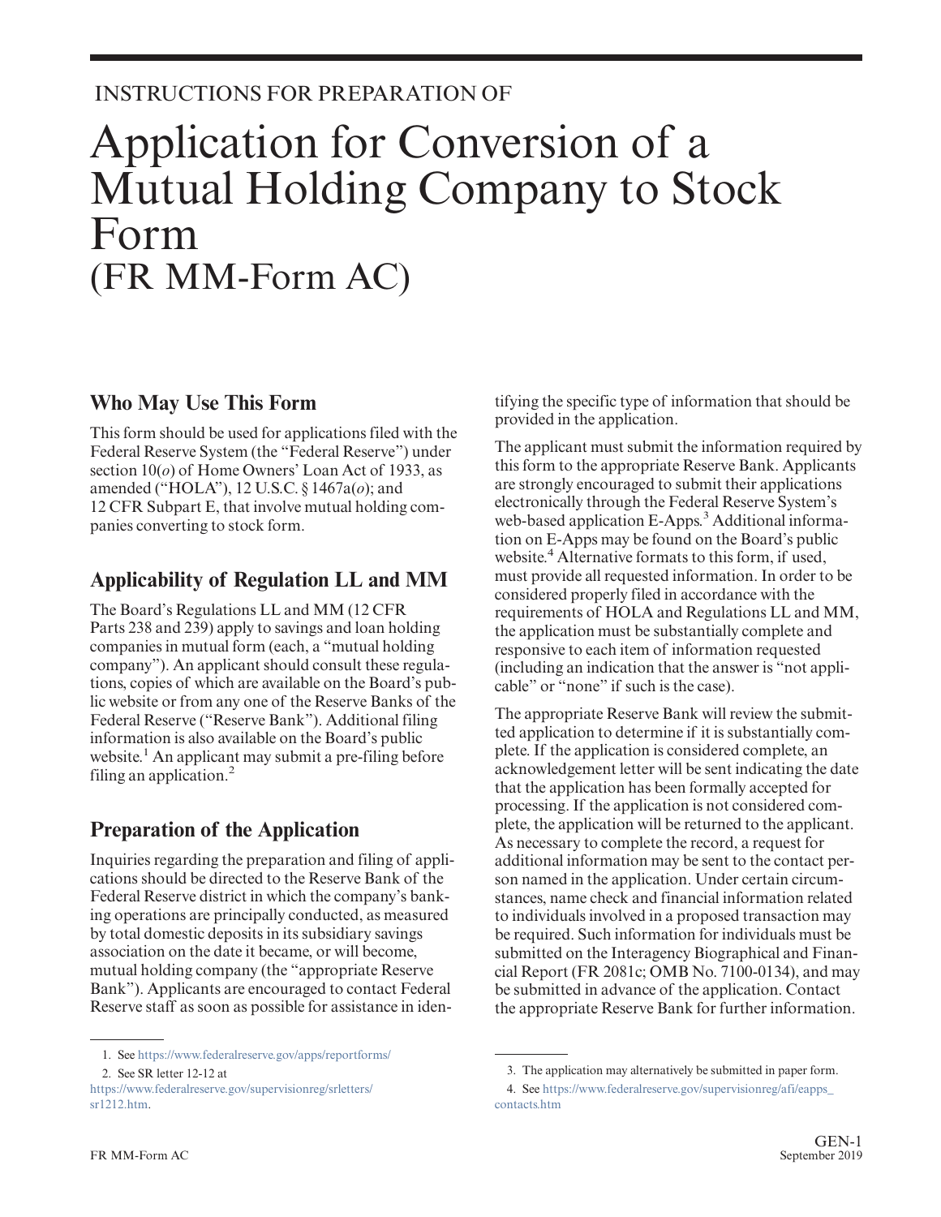INSTRUCTIONS FOR PREPARATION OF

# Application for Conversion of a Mutual Holding Company to Stock Form (FR MM-Form AC)

## Who May Use This Form

This form should be used for applications filed with the Federal Reserve System (the "Federal Reserve") under section 10(*o*) of Home Owners' Loan Act of 1933, as amended ("HOLA"), 12 U.S.C. § 1467a(*o*); and 12 CFR Subpart E, that involve mutual holding companies converting to stock form.

## Applicability of Regulation LL and MM

The Board's Regulations LL and MM (12 CFR Parts 238 and 239) apply to savings and loan holding companies in mutual form (each, a "mutual holding company"). An applicant should consult these regulations, copies of which are available on the Board's public website or from any one of the Reserve Banks of the Federal Reserve ("Reserve Bank"). Additional filing information is also available on the Board's public website.[1] An applicant may submit a pre-filing before filing an application.[2]

## Preparation of the Application

Inquiries regarding the preparation and filing of applications should be directed to the Reserve Bank of the Federal Reserve district in which the company's banking operations are principally conducted, as measured by total domestic deposits in its subsidiary savings association on the date it became, or will become, mutual holding company (the "appropriate Reserve Bank"). Applicants are encouraged to contact Federal Reserve staff as soon as possible for assistance in identifying the specific type of information that should be provided in the application.

The applicant must submit the information required by this form to the appropriate Reserve Bank. Applicants are strongly encouraged to submit their applications electronically through the Federal Reserve System's web-based application E-Apps.[3] Additional information on E-Apps may be found on the Board's public website.[4] Alternative formats to this form, if used, must provide all requested information. In order to be considered properly filed in accordance with the requirements of HOLA and Regulations LL and MM, the application must be substantially complete and responsive to each item of information requested (including an indication that the answer is "not applicable" or "none" if such is the case).

The appropriate Reserve Bank will review the submitted application to determine if it is substantially complete. If the application is considered complete, an acknowledgement letter will be sent indicating the date that the application has been formally accepted for processing. If the application is not considered complete, the application will be returned to the applicant. As necessary to complete the record, a request for additional information may be sent to the contact person named in the application. Under certain circumstances, name check and financial information related to individuals involved in a proposed transaction may be required. Such information for individuals must be submitted on the Interagency Biographical and Financial Report (FR 2081c; OMB No. 7100-0134), and may be submitted in advance of the application. Contact the appropriate Reserve Bank for further information.

---

1. See https://www.federalreserve.gov/apps/reportforms/
2. See SR letter 12-12 at https://www.federalreserve.gov/supervisionreg/srletters/sr1212.htm.
3. The application may alternatively be submitted in paper form.
4. See https://www.federalreserve.gov/supervisionreg/afi/eapps_contacts.htm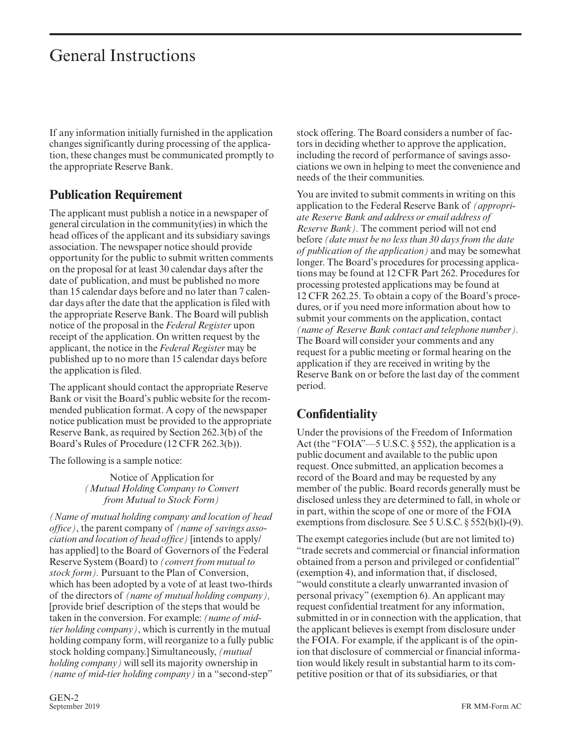# General Instructions

If any information initially furnished in the application changes significantly during processing of the application, these changes must be communicated promptly to the appropriate Reserve Bank.

## Publication Requirement

The applicant must publish a notice in a newspaper of general circulation in the community(ies) in which the head offices of the applicant and its subsidiary savings association. The newspaper notice should provide opportunity for the public to submit written comments on the proposal for at least 30 calendar days after the date of publication, and must be published no more than 15 calendar days before and no later than 7 calendar days after the date that the application is filed with the appropriate Reserve Bank. The Board will publish notice of the proposal in the *Federal Register* upon receipt of the application. On written request by the applicant, the notice in the *Federal Register* may be published up to no more than 15 calendar days before the application is filed.

The applicant should contact the appropriate Reserve Bank or visit the Board's public website for the recommended publication format. A copy of the newspaper notice publication must be provided to the appropriate Reserve Bank, as required by Section 262.3(b) of the Board's Rules of Procedure (12 CFR 262.3(b)).

The following is a sample notice:

Notice of Application for
*(Mutual Holding Company to Convert from Mutual to Stock Form)*

*(Name of mutual holding company and location of head office)*, the parent company of *(name of savings association and location of head office)* [intends to apply/has applied] to the Board of Governors of the Federal Reserve System (Board) to *(convert from mutual to stock form)*. Pursuant to the Plan of Conversion, which has been adopted by a vote of at least two-thirds of the directors of *(name of mutual holding company)*, [provide brief description of the steps that would be taken in the conversion. For example: *(name of mid-tier holding company)*, which is currently in the mutual holding company form, will reorganize to a fully public stock holding company.] Simultaneously, *(mutual holding company)* will sell its majority ownership in *(name of mid-tier holding company)* in a "second-step" stock offering. The Board considers a number of factors in deciding whether to approve the application, including the record of performance of savings associations we own in helping to meet the convenience and needs of the their communities.

You are invited to submit comments in writing on this application to the Federal Reserve Bank of *(appropriate Reserve Bank and address or email address of Reserve Bank)*. The comment period will not end before *(date must be no less than 30 days from the date of publication of the application)* and may be somewhat longer. The Board's procedures for processing applications may be found at 12 CFR Part 262. Procedures for processing protested applications may be found at 12 CFR 262.25. To obtain a copy of the Board's procedures, or if you need more information about how to submit your comments on the application, contact *(name of Reserve Bank contact and telephone number)*. The Board will consider your comments and any request for a public meeting or formal hearing on the application if they are received in writing by the Reserve Bank on or before the last day of the comment period.

## Confidentiality

Under the provisions of the Freedom of Information Act (the "FOIA"—5 U.S.C. § 552), the application is a public document and available to the public upon request. Once submitted, an application becomes a record of the Board and may be requested by any member of the public. Board records generally must be disclosed unless they are determined to fall, in whole or in part, within the scope of one or more of the FOIA exemptions from disclosure. See 5 U.S.C. § 552(b)(l)-(9).

The exempt categories include (but are not limited to) "trade secrets and commercial or financial information obtained from a person and privileged or confidential" (exemption 4), and information that, if disclosed, "would constitute a clearly unwarranted invasion of personal privacy" (exemption 6). An applicant may request confidential treatment for any information, submitted in or in connection with the application, that the applicant believes is exempt from disclosure under the FOIA. For example, if the applicant is of the opinion that disclosure of commercial or financial information would likely result in substantial harm to its competitive position or that of its subsidiaries, or that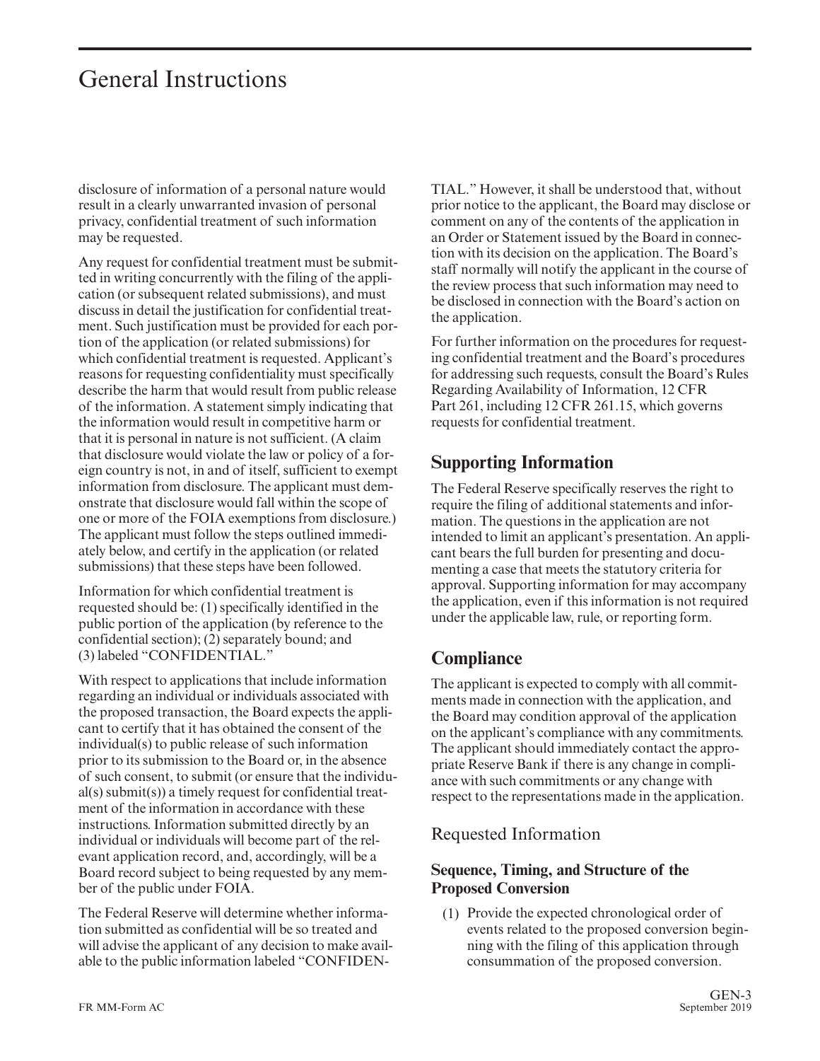# General Instructions

disclosure of information of a personal nature would result in a clearly unwarranted invasion of personal privacy, confidential treatment of such information may be requested.

Any request for confidential treatment must be submitted in writing concurrently with the filing of the application (or subsequent related submissions), and must discuss in detail the justification for confidential treatment. Such justification must be provided for each portion of the application (or related submissions) for which confidential treatment is requested. Applicant's reasons for requesting confidentiality must specifically describe the harm that would result from public release of the information. A statement simply indicating that the information would result in competitive harm or that it is personal in nature is not sufficient. (A claim that disclosure would violate the law or policy of a foreign country is not, in and of itself, sufficient to exempt information from disclosure. The applicant must demonstrate that disclosure would fall within the scope of one or more of the FOIA exemptions from disclosure.) The applicant must follow the steps outlined immediately below, and certify in the application (or related submissions) that these steps have been followed.

Information for which confidential treatment is requested should be: (1) specifically identified in the public portion of the application (by reference to the confidential section); (2) separately bound; and (3) labeled "CONFIDENTIAL."

With respect to applications that include information regarding an individual or individuals associated with the proposed transaction, the Board expects the applicant to certify that it has obtained the consent of the individual(s) to public release of such information prior to its submission to the Board or, in the absence of such consent, to submit (or ensure that the individual(s) submit(s)) a timely request for confidential treatment of the information in accordance with these instructions. Information submitted directly by an individual or individuals will become part of the relevant application record, and, accordingly, will be a Board record subject to being requested by any member of the public under FOIA.

The Federal Reserve will determine whether information submitted as confidential will be so treated and will advise the applicant of any decision to make available to the public information labeled "CONFIDENTIAL." However, it shall be understood that, without prior notice to the applicant, the Board may disclose or comment on any of the contents of the application in an Order or Statement issued by the Board in connection with its decision on the application. The Board's staff normally will notify the applicant in the course of the review process that such information may need to be disclosed in connection with the Board's action on the application.

For further information on the procedures for requesting confidential treatment and the Board's procedures for addressing such requests, consult the Board's Rules Regarding Availability of Information, 12 CFR Part 261, including 12 CFR 261.15, which governs requests for confidential treatment.

## Supporting Information

The Federal Reserve specifically reserves the right to require the filing of additional statements and information. The questions in the application are not intended to limit an applicant's presentation. An applicant bears the full burden for presenting and documenting a case that meets the statutory criteria for approval. Supporting information for may accompany the application, even if this information is not required under the applicable law, rule, or reporting form.

## Compliance

The applicant is expected to comply with all commitments made in connection with the application, and the Board may condition approval of the application on the applicant's compliance with any commitments. The applicant should immediately contact the appropriate Reserve Bank if there is any change in compliance with such commitments or any change with respect to the representations made in the application.

## Requested Information

### Sequence, Timing, and Structure of the Proposed Conversion

(1) Provide the expected chronological order of events related to the proposed conversion beginning with the filing of this application through consummation of the proposed conversion.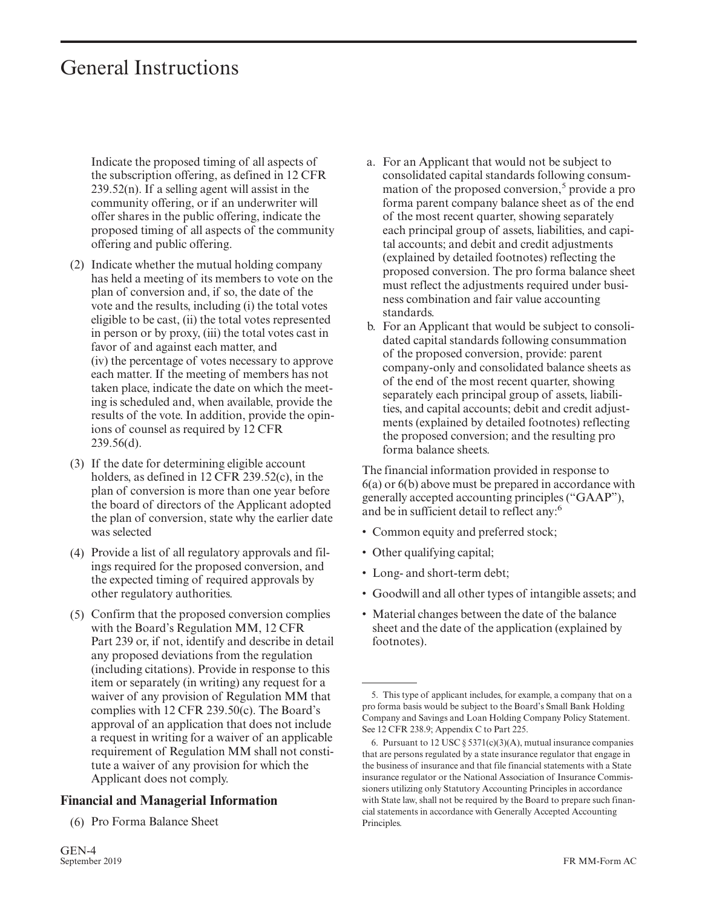Indicate the proposed timing of all aspects of the subscription offering, as defined in 12 CFR 239.52(n). If a selling agent will assist in the community offering, or if an underwriter will offer shares in the public offering, indicate the proposed timing of all aspects of the community offering and public offering.

(2) Indicate whether the mutual holding company has held a meeting of its members to vote on the plan of conversion and, if so, the date of the vote and the results, including (i) the total votes eligible to be cast, (ii) the total votes represented in person or by proxy, (iii) the total votes cast in favor of and against each matter, and (iv) the percentage of votes necessary to approve each matter. If the meeting of members has not taken place, indicate the date on which the meeting is scheduled and, when available, provide the results of the vote. In addition, provide the opinions of counsel as required by 12 CFR 239.56(d).

(3) If the date for determining eligible account holders, as defined in 12 CFR 239.52(c), in the plan of conversion is more than one year before the board of directors of the Applicant adopted the plan of conversion, state why the earlier date was selected

(4) Provide a list of all regulatory approvals and filings required for the proposed conversion, and the expected timing of required approvals by other regulatory authorities.

(5) Confirm that the proposed conversion complies with the Board's Regulation MM, 12 CFR Part 239 or, if not, identify and describe in detail any proposed deviations from the regulation (including citations). Provide in response to this item or separately (in writing) any request for a waiver of any provision of Regulation MM that complies with 12 CFR 239.50(c). The Board's approval of an application that does not include a request in writing for a waiver of an applicable requirement of Regulation MM shall not constitute a waiver of any provision for which the Applicant does not comply.

### Financial and Managerial Information

(6) Pro Forma Balance Sheet

a. For an Applicant that would not be subject to consolidated capital standards following consummation of the proposed conversion,[5] provide a pro forma parent company balance sheet as of the end of the most recent quarter, showing separately each principal group of assets, liabilities, and capital accounts; and debit and credit adjustments (explained by detailed footnotes) reflecting the proposed conversion. The pro forma balance sheet must reflect the adjustments required under business combination and fair value accounting standards.

b. For an Applicant that would be subject to consolidated capital standards following consummation of the proposed conversion, provide: parent company-only and consolidated balance sheets as of the end of the most recent quarter, showing separately each principal group of assets, liabilities, and capital accounts; debit and credit adjustments (explained by detailed footnotes) reflecting the proposed conversion; and the resulting pro forma balance sheets.

The financial information provided in response to 6(a) or 6(b) above must be prepared in accordance with generally accepted accounting principles ("GAAP"), and be in sufficient detail to reflect any:[6]

- Common equity and preferred stock;
- Other qualifying capital;
- Long- and short-term debt;
- Goodwill and all other types of intangible assets; and
- Material changes between the date of the balance sheet and the date of the application (explained by footnotes).

---

5. This type of applicant includes, for example, a company that on a pro forma basis would be subject to the Board's Small Bank Holding Company and Savings and Loan Holding Company Policy Statement. See 12 CFR 238.9; Appendix C to Part 225.

6. Pursuant to 12 USC § 5371(c)(3)(A), mutual insurance companies that are persons regulated by a state insurance regulator that engage in the business of insurance and that file financial statements with a State insurance regulator or the National Association of Insurance Commissioners utilizing only Statutory Accounting Principles in accordance with State law, shall not be required by the Board to prepare such financial statements in accordance with Generally Accepted Accounting Principles.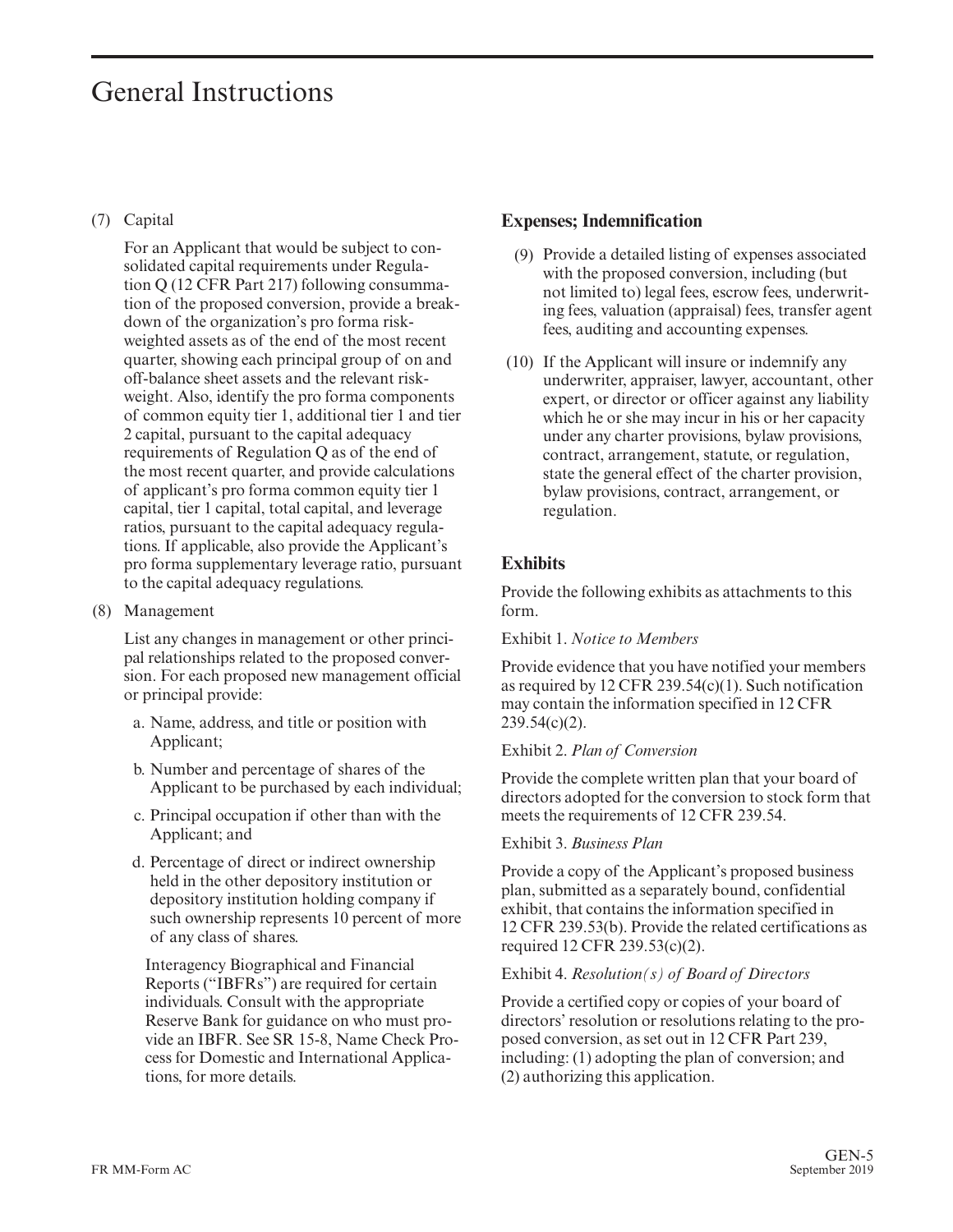# General Instructions

(7) Capital

For an Applicant that would be subject to consolidated capital requirements under Regulation Q (12 CFR Part 217) following consummation of the proposed conversion, provide a breakdown of the organization's pro forma risk-weighted assets as of the end of the most recent quarter, showing each principal group of on and off-balance sheet assets and the relevant risk-weight. Also, identify the pro forma components of common equity tier 1, additional tier 1 and tier 2 capital, pursuant to the capital adequacy requirements of Regulation Q as of the end of the most recent quarter, and provide calculations of applicant's pro forma common equity tier 1 capital, tier 1 capital, total capital, and leverage ratios, pursuant to the capital adequacy regulations. If applicable, also provide the Applicant's pro forma supplementary leverage ratio, pursuant to the capital adequacy regulations.

(8) Management

List any changes in management or other principal relationships related to the proposed conversion. For each proposed new management official or principal provide:

a. Name, address, and title or position with Applicant;

b. Number and percentage of shares of the Applicant to be purchased by each individual;

c. Principal occupation if other than with the Applicant; and

d. Percentage of direct or indirect ownership held in the other depository institution or depository institution holding company if such ownership represents 10 percent of more of any class of shares.

Interagency Biographical and Financial Reports ("IBFRs") are required for certain individuals. Consult with the appropriate Reserve Bank for guidance on who must provide an IBFR. See SR 15-8, Name Check Process for Domestic and International Applications, for more details.

### Expenses; Indemnification

(9) Provide a detailed listing of expenses associated with the proposed conversion, including (but not limited to) legal fees, escrow fees, underwriting fees, valuation (appraisal) fees, transfer agent fees, auditing and accounting expenses.

(10) If the Applicant will insure or indemnify any underwriter, appraiser, lawyer, accountant, other expert, or director or officer against any liability which he or she may incur in his or her capacity under any charter provisions, bylaw provisions, contract, arrangement, statute, or regulation, state the general effect of the charter provision, bylaw provisions, contract, arrangement, or regulation.

### Exhibits

Provide the following exhibits as attachments to this form.

Exhibit 1. *Notice to Members*

Provide evidence that you have notified your members as required by 12 CFR 239.54(c)(1). Such notification may contain the information specified in 12 CFR 239.54(c)(2).

Exhibit 2. *Plan of Conversion*

Provide the complete written plan that your board of directors adopted for the conversion to stock form that meets the requirements of 12 CFR 239.54.

Exhibit 3. *Business Plan*

Provide a copy of the Applicant's proposed business plan, submitted as a separately bound, confidential exhibit, that contains the information specified in 12 CFR 239.53(b). Provide the related certifications as required 12 CFR 239.53(c)(2).

Exhibit 4. *Resolution(s) of Board of Directors*

Provide a certified copy or copies of your board of directors' resolution or resolutions relating to the proposed conversion, as set out in 12 CFR Part 239, including: (1) adopting the plan of conversion; and (2) authorizing this application.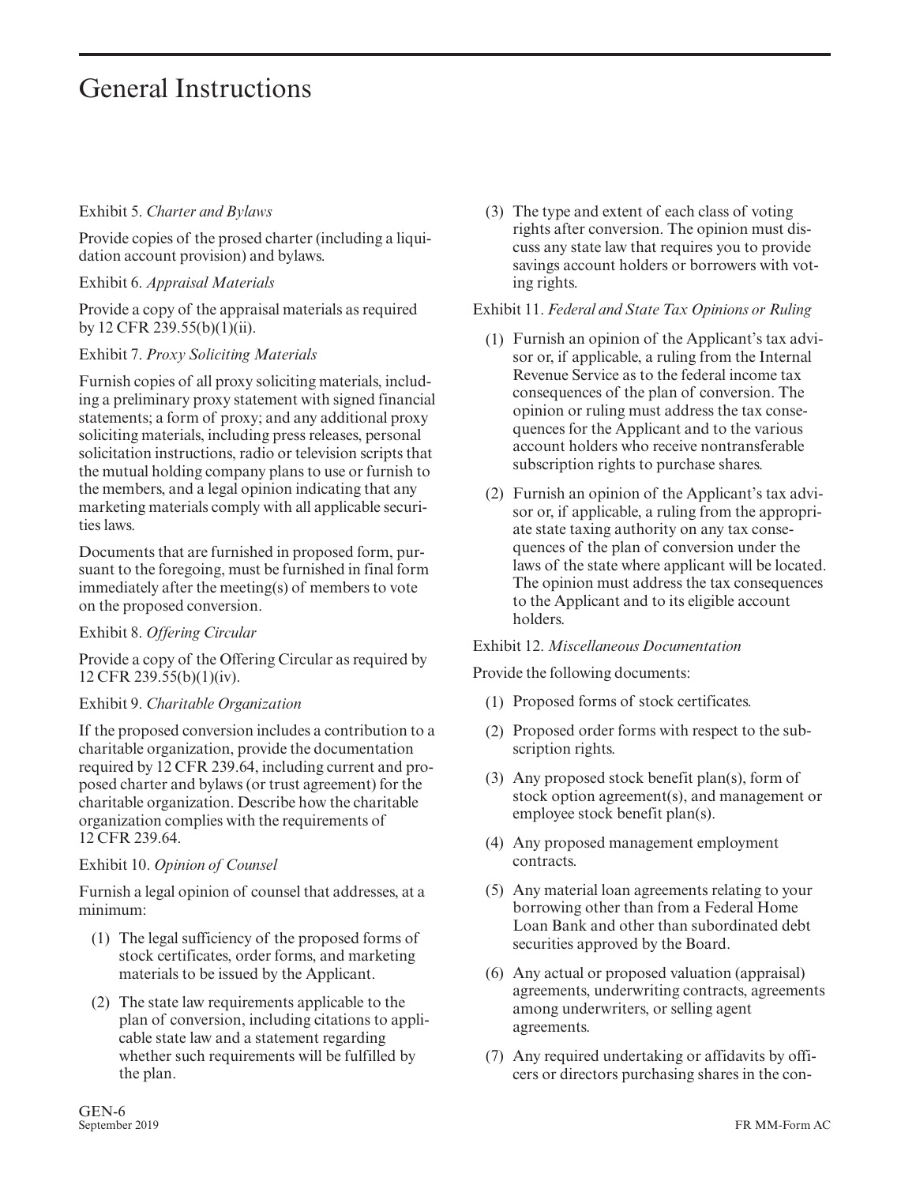# General Instructions

Exhibit 5. *Charter and Bylaws*

Provide copies of the prosed charter (including a liquidation account provision) and bylaws.

Exhibit 6. *Appraisal Materials*

Provide a copy of the appraisal materials as required by 12 CFR 239.55(b)(1)(ii).

Exhibit 7. *Proxy Soliciting Materials*

Furnish copies of all proxy soliciting materials, including a preliminary proxy statement with signed financial statements; a form of proxy; and any additional proxy soliciting materials, including press releases, personal solicitation instructions, radio or television scripts that the mutual holding company plans to use or furnish to the members, and a legal opinion indicating that any marketing materials comply with all applicable securities laws.

Documents that are furnished in proposed form, pursuant to the foregoing, must be furnished in final form immediately after the meeting(s) of members to vote on the proposed conversion.

Exhibit 8. *Offering Circular*

Provide a copy of the Offering Circular as required by 12 CFR 239.55(b)(1)(iv).

Exhibit 9. *Charitable Organization*

If the proposed conversion includes a contribution to a charitable organization, provide the documentation required by 12 CFR 239.64, including current and proposed charter and bylaws (or trust agreement) for the charitable organization. Describe how the charitable organization complies with the requirements of 12 CFR 239.64.

Exhibit 10. *Opinion of Counsel*

Furnish a legal opinion of counsel that addresses, at a minimum:

(1) The legal sufficiency of the proposed forms of stock certificates, order forms, and marketing materials to be issued by the Applicant.

(2) The state law requirements applicable to the plan of conversion, including citations to applicable state law and a statement regarding whether such requirements will be fulfilled by the plan.

(3) The type and extent of each class of voting rights after conversion. The opinion must discuss any state law that requires you to provide savings account holders or borrowers with voting rights.

Exhibit 11. *Federal and State Tax Opinions or Ruling*

(1) Furnish an opinion of the Applicant's tax advisor or, if applicable, a ruling from the Internal Revenue Service as to the federal income tax consequences of the plan of conversion. The opinion or ruling must address the tax consequences for the Applicant and to the various account holders who receive nontransferable subscription rights to purchase shares.

(2) Furnish an opinion of the Applicant's tax advisor or, if applicable, a ruling from the appropriate state taxing authority on any tax consequences of the plan of conversion under the laws of the state where applicant will be located. The opinion must address the tax consequences to the Applicant and to its eligible account holders.

Exhibit 12. *Miscellaneous Documentation*

Provide the following documents:

(1) Proposed forms of stock certificates.

(2) Proposed order forms with respect to the subscription rights.

(3) Any proposed stock benefit plan(s), form of stock option agreement(s), and management or employee stock benefit plan(s).

(4) Any proposed management employment contracts.

(5) Any material loan agreements relating to your borrowing other than from a Federal Home Loan Bank and other than subordinated debt securities approved by the Board.

(6) Any actual or proposed valuation (appraisal) agreements, underwriting contracts, agreements among underwriters, or selling agent agreements.

(7) Any required undertaking or affidavits by officers or directors purchasing shares in the con-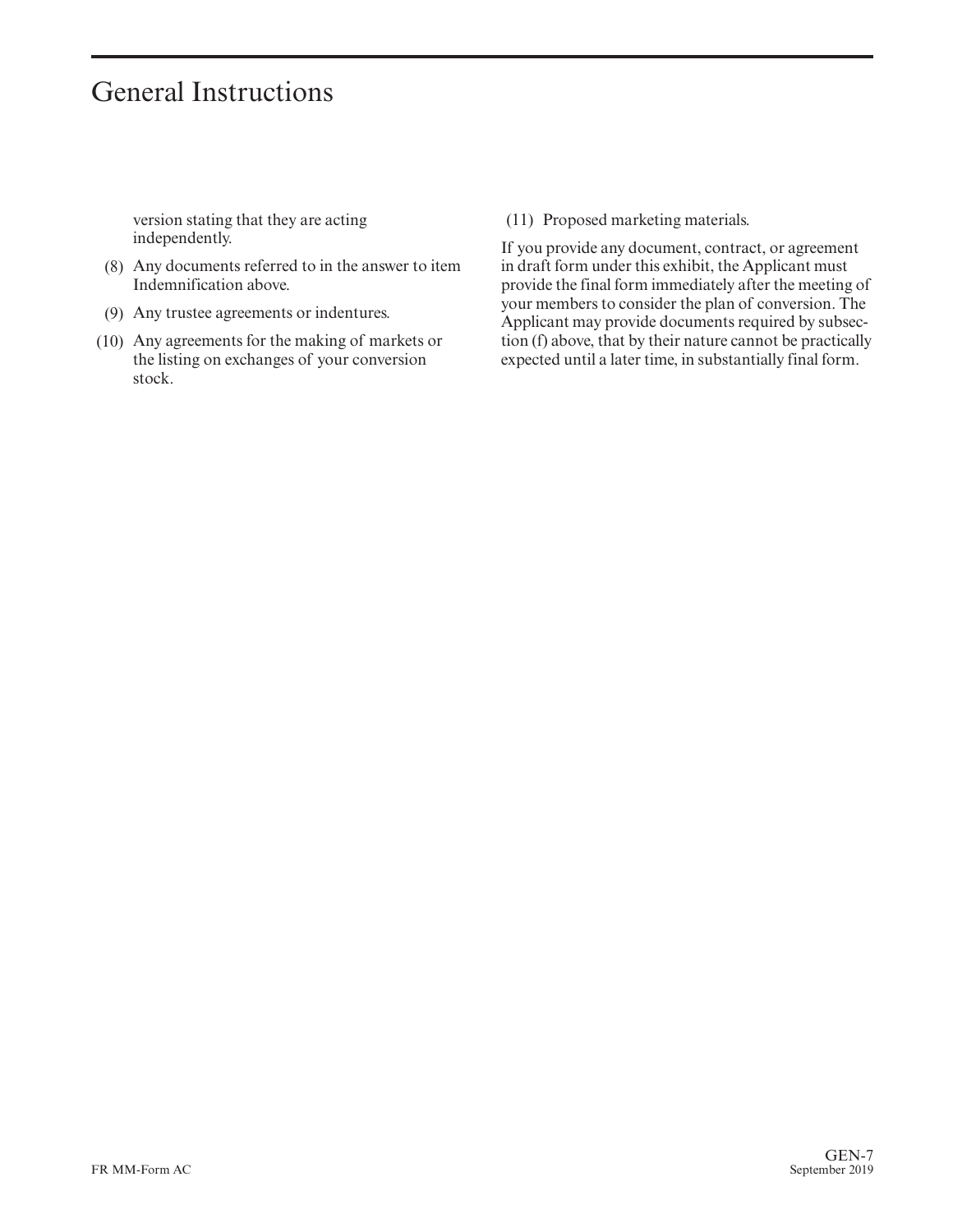version stating that they are acting independently.

(8) Any documents referred to in the answer to item Indemnification above.

(9) Any trustee agreements or indentures.

(10) Any agreements for the making of markets or the listing on exchanges of your conversion stock.

(11) Proposed marketing materials.

If you provide any document, contract, or agreement in draft form under this exhibit, the Applicant must provide the final form immediately after the meeting of your members to consider the plan of conversion. The Applicant may provide documents required by subsection (f) above, that by their nature cannot be practically expected until a later time, in substantially final form.